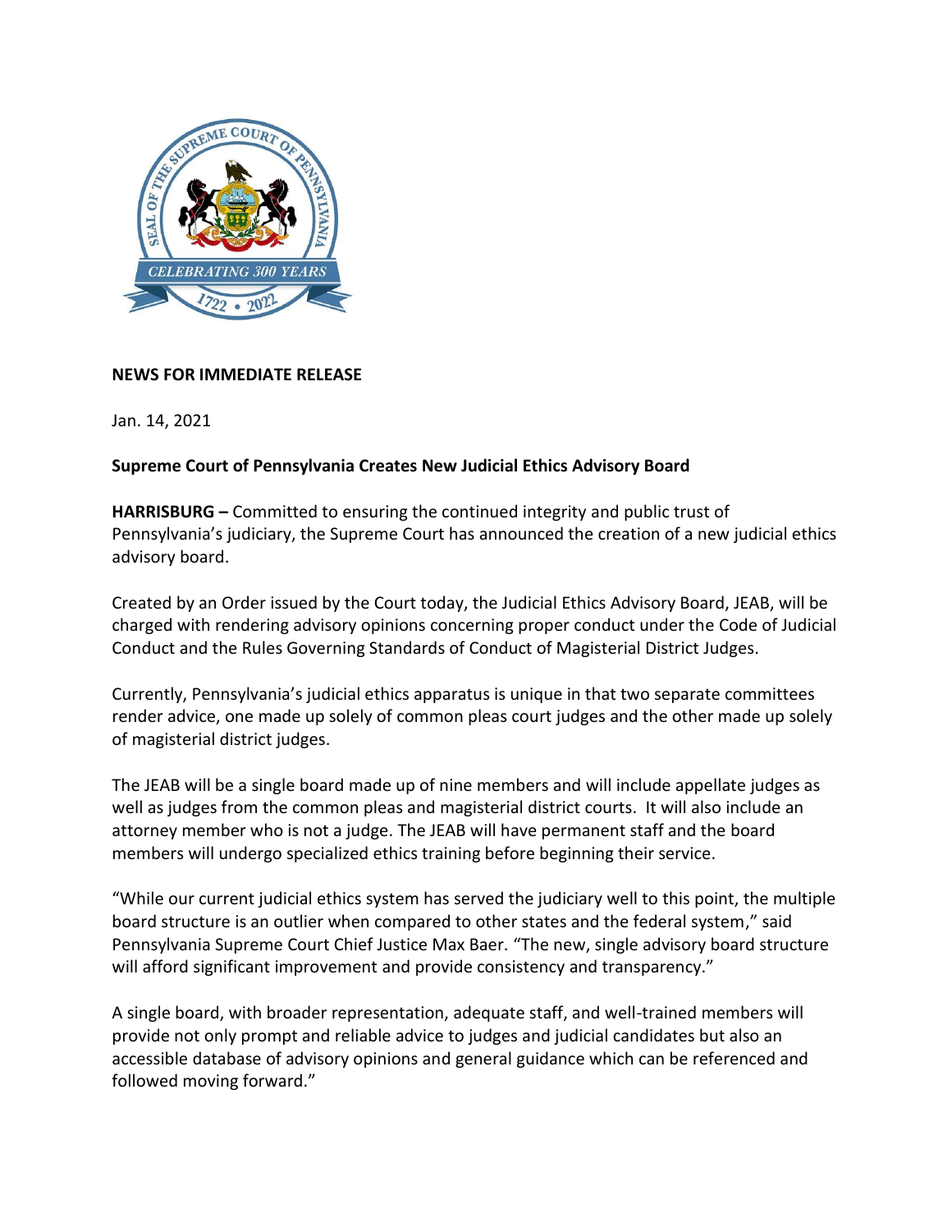**NEWS FOR IMMEDIATE RELEASE**

Jan. 14, 2021

**Supreme Court of Pennsylvania Creates New Judicial Ethics Advisory Board**

**HARRISBURG –** Committed to ensuring the continued integrity and public trust of Pennsylvania's judiciary, the Supreme Court has announced the creation of a new judicial ethics advisory board.

Created by an Order issued by the Court today, the Judicial Ethics Advisory Board, JEAB, will be charged with rendering advisory opinions concerning proper conduct under the Code of Judicial Conduct and the Rules Governing Standards of Conduct of Magisterial District Judges.

Currently, Pennsylvania's judicial ethics apparatus is unique in that two separate committees render advice, one made up solely of common pleas court judges and the other made up solely of magisterial district judges.

The JEAB will be a single board made up of nine members and will include appellate judges as well as judges from the common pleas and magisterial district courts. It will also include an attorney member who is not a judge. The JEAB will have permanent staff and the board members will undergo specialized ethics training before beginning their service.

"While our current judicial ethics system has served the judiciary well to this point, the multiple board structure is an outlier when compared to other states and the federal system," said Pennsylvania Supreme Court Chief Justice Max Baer. "The new, single advisory board structure will afford significant improvement and provide consistency and transparency."

A single board, with broader representation, adequate staff, and well-trained members will provide not only prompt and reliable advice to judges and judicial candidates but also an accessible database of advisory opinions and general guidance which can be referenced and followed moving forward."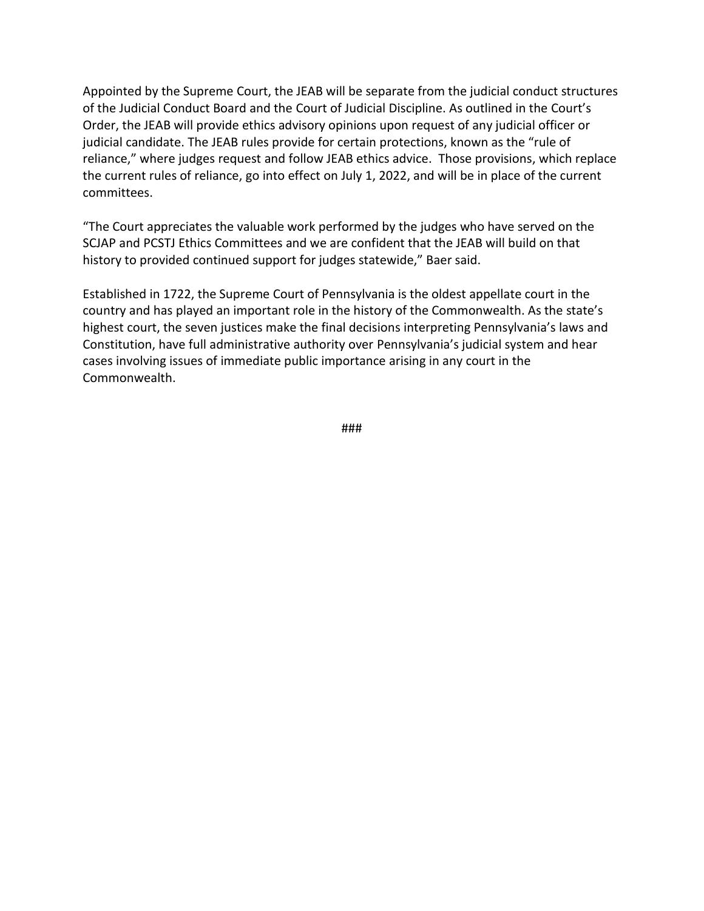Appointed by the Supreme Court, the JEAB will be separate from the judicial conduct structures of the Judicial Conduct Board and the Court of Judicial Discipline. As outlined in the Court's Order, the JEAB will provide ethics advisory opinions upon request of any judicial officer or judicial candidate. The JEAB rules provide for certain protections, known as the "rule of reliance," where judges request and follow JEAB ethics advice. Those provisions, which replace the current rules of reliance, go into effect on July 1, 2022, and will be in place of the current committees.

"The Court appreciates the valuable work performed by the judges who have served on the SCJAP and PCSTJ Ethics Committees and we are confident that the JEAB will build on that history to provided continued support for judges statewide," Baer said.

Established in 1722, the Supreme Court of Pennsylvania is the oldest appellate court in the country and has played an important role in the history of the Commonwealth. As the state's highest court, the seven justices make the final decisions interpreting Pennsylvania's laws and Constitution, have full administrative authority over Pennsylvania's judicial system and hear cases involving issues of immediate public importance arising in any court in the Commonwealth.

###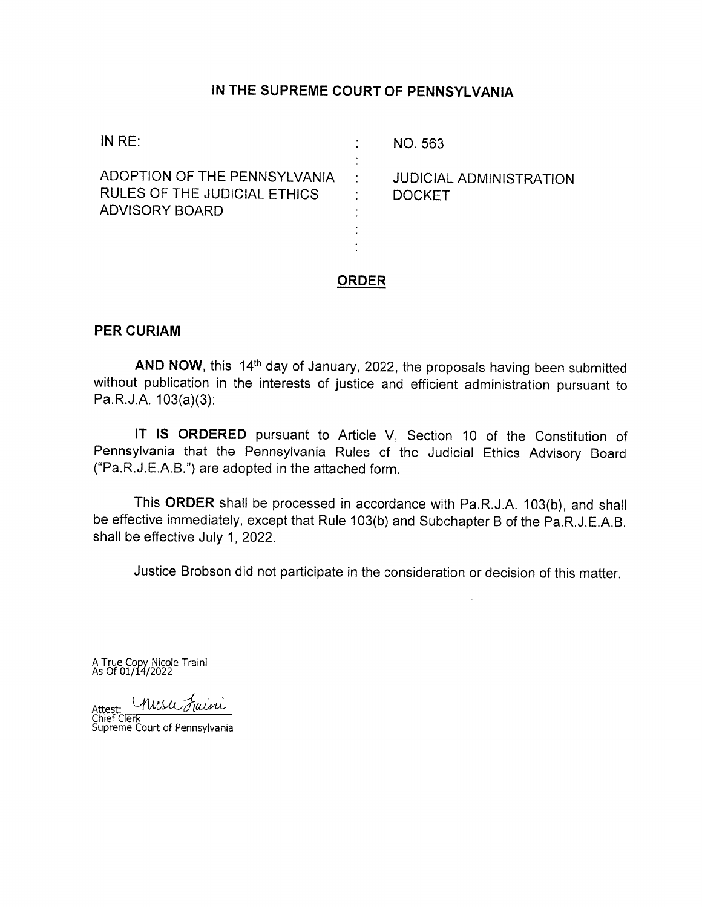# IN THE SUPREME COURT OF PENNSYLVANIA

| | | |
|---|---|---|
| IN RE: | : | NO. 563 |
| | : | |
| ADOPTION OF THE PENNSYLVANIA RULES OF THE JUDICIAL ETHICS ADVISORY BOARD | : | JUDICIAL ADMINISTRATION DOCKET |

## ORDER

**PER CURIAM**

**AND NOW**, this 14th day of January, 2022, the proposals having been submitted without publication in the interests of justice and efficient administration pursuant to Pa.R.J.A. 103(a)(3):

**IT IS ORDERED** pursuant to Article V, Section 10 of the Constitution of Pennsylvania that the Pennsylvania Rules of the Judicial Ethics Advisory Board ("Pa.R.J.E.A.B.") are adopted in the attached form.

This **ORDER** shall be processed in accordance with Pa.R.J.A. 103(b), and shall be effective immediately, except that Rule 103(b) and Subchapter B of the Pa.R.J.E.A.B. shall be effective July 1, 2022.

Justice Brobson did not participate in the consideration or decision of this matter.

A True Copy Nicole Traini
As Of 01/14/2022

Attest: Nicole Traini
Chief Clerk
Supreme Court of Pennsylvania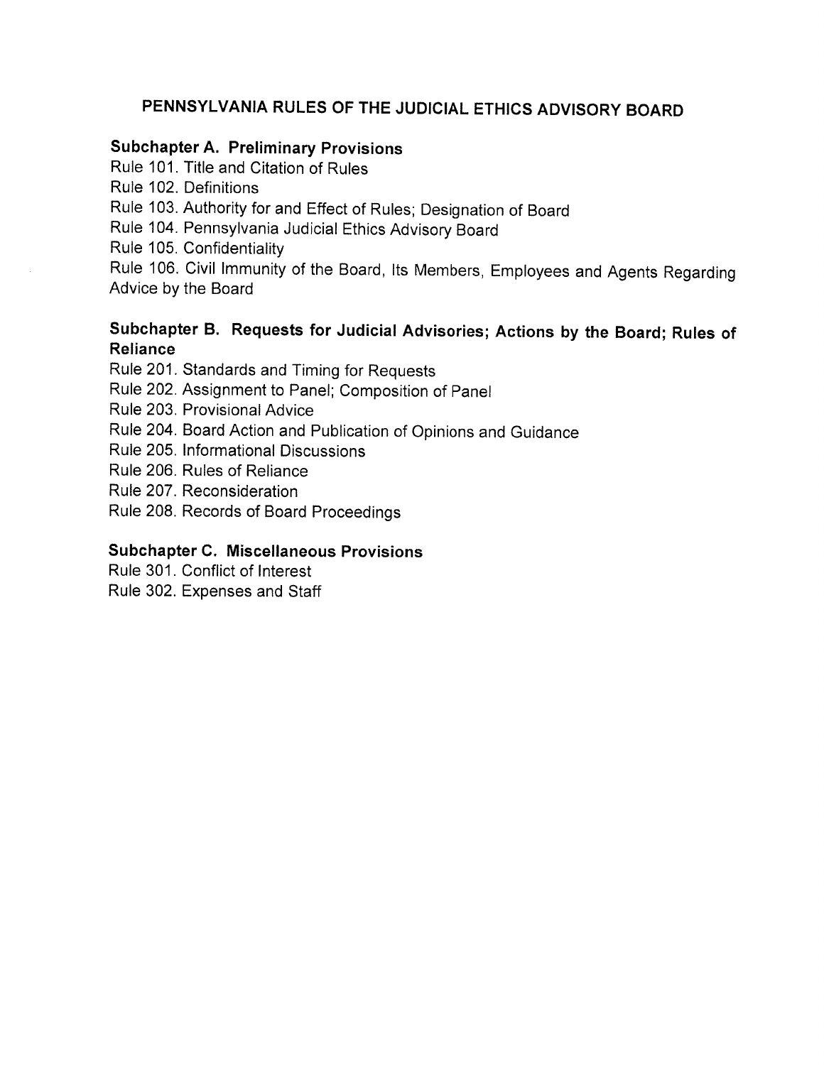# PENNSYLVANIA RULES OF THE JUDICIAL ETHICS ADVISORY BOARD

## Subchapter A. Preliminary Provisions

Rule 101. Title and Citation of Rules

Rule 102. Definitions

Rule 103. Authority for and Effect of Rules; Designation of Board

Rule 104. Pennsylvania Judicial Ethics Advisory Board

Rule 105. Confidentiality

Rule 106. Civil Immunity of the Board, Its Members, Employees and Agents Regarding Advice by the Board

## Subchapter B. Requests for Judicial Advisories; Actions by the Board; Rules of Reliance

Rule 201. Standards and Timing for Requests

Rule 202. Assignment to Panel; Composition of Panel

Rule 203. Provisional Advice

Rule 204. Board Action and Publication of Opinions and Guidance

Rule 205. Informational Discussions

Rule 206. Rules of Reliance

Rule 207. Reconsideration

Rule 208. Records of Board Proceedings

## Subchapter C. Miscellaneous Provisions

Rule 301. Conflict of Interest

Rule 302. Expenses and Staff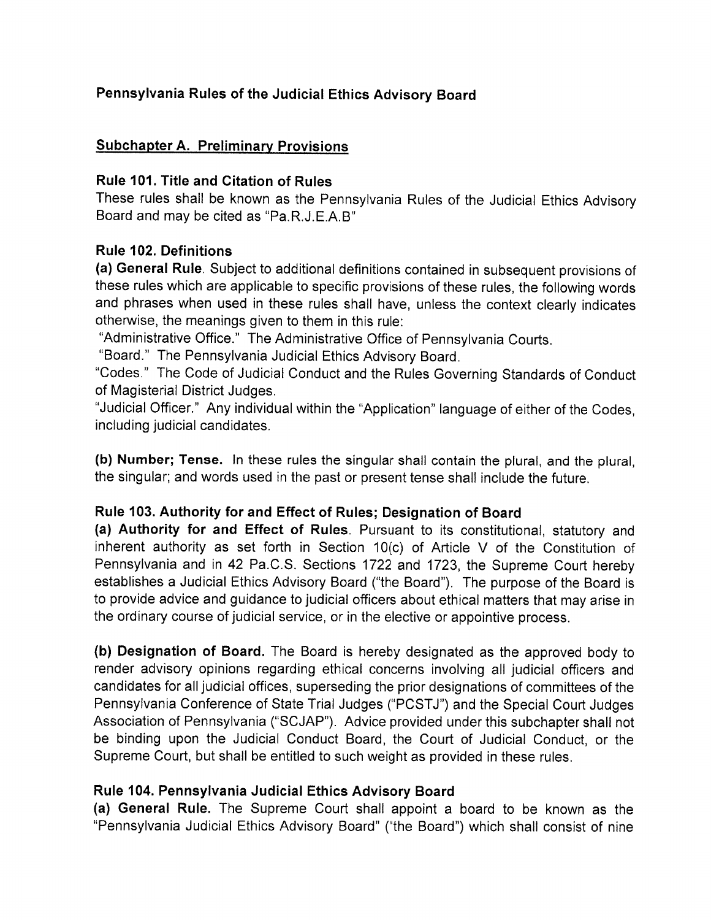## Pennsylvania Rules of the Judicial Ethics Advisory Board

### Subchapter A. Preliminary Provisions

**Rule 101. Title and Citation of Rules**

These rules shall be known as the Pennsylvania Rules of the Judicial Ethics Advisory Board and may be cited as "Pa.R.J.E.A.B"

**Rule 102. Definitions**

**(a) General Rule**. Subject to additional definitions contained in subsequent provisions of these rules which are applicable to specific provisions of these rules, the following words and phrases when used in these rules shall have, unless the context clearly indicates otherwise, the meanings given to them in this rule:

"Administrative Office." The Administrative Office of Pennsylvania Courts.

"Board." The Pennsylvania Judicial Ethics Advisory Board.

"Codes." The Code of Judicial Conduct and the Rules Governing Standards of Conduct of Magisterial District Judges.

"Judicial Officer." Any individual within the "Application" language of either of the Codes, including judicial candidates.

**(b) Number; Tense.** In these rules the singular shall contain the plural, and the plural, the singular; and words used in the past or present tense shall include the future.

**Rule 103. Authority for and Effect of Rules; Designation of Board**

**(a) Authority for and Effect of Rules**. Pursuant to its constitutional, statutory and inherent authority as set forth in Section 10(c) of Article V of the Constitution of Pennsylvania and in 42 Pa.C.S. Sections 1722 and 1723, the Supreme Court hereby establishes a Judicial Ethics Advisory Board ("the Board"). The purpose of the Board is to provide advice and guidance to judicial officers about ethical matters that may arise in the ordinary course of judicial service, or in the elective or appointive process.

**(b) Designation of Board.** The Board is hereby designated as the approved body to render advisory opinions regarding ethical concerns involving all judicial officers and candidates for all judicial offices, superseding the prior designations of committees of the Pennsylvania Conference of State Trial Judges ("PCSTJ") and the Special Court Judges Association of Pennsylvania ("SCJAP"). Advice provided under this subchapter shall not be binding upon the Judicial Conduct Board, the Court of Judicial Conduct, or the Supreme Court, but shall be entitled to such weight as provided in these rules.

**Rule 104. Pennsylvania Judicial Ethics Advisory Board**

**(a) General Rule.** The Supreme Court shall appoint a board to be known as the "Pennsylvania Judicial Ethics Advisory Board" ("the Board") which shall consist of nine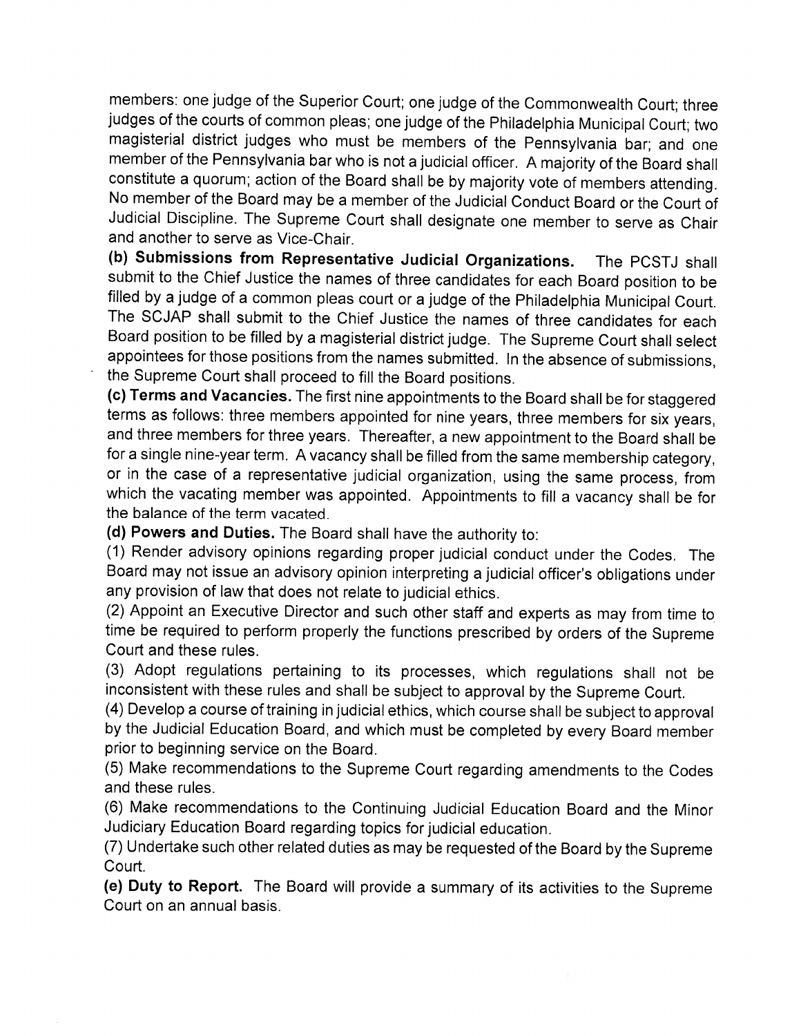members: one judge of the Superior Court; one judge of the Commonwealth Court; three judges of the courts of common pleas; one judge of the Philadelphia Municipal Court; two magisterial district judges who must be members of the Pennsylvania bar; and one member of the Pennsylvania bar who is not a judicial officer. A majority of the Board shall constitute a quorum; action of the Board shall be by majority vote of members attending. No member of the Board may be a member of the Judicial Conduct Board or the Court of Judicial Discipline. The Supreme Court shall designate one member to serve as Chair and another to serve as Vice-Chair.

**(b) Submissions from Representative Judicial Organizations.** The PCSTJ shall submit to the Chief Justice the names of three candidates for each Board position to be filled by a judge of a common pleas court or a judge of the Philadelphia Municipal Court. The SCJAP shall submit to the Chief Justice the names of three candidates for each Board position to be filled by a magisterial district judge. The Supreme Court shall select appointees for those positions from the names submitted. In the absence of submissions, the Supreme Court shall proceed to fill the Board positions.

**(c) Terms and Vacancies.** The first nine appointments to the Board shall be for staggered terms as follows: three members appointed for nine years, three members for six years, and three members for three years. Thereafter, a new appointment to the Board shall be for a single nine-year term. A vacancy shall be filled from the same membership category, or in the case of a representative judicial organization, using the same process, from which the vacating member was appointed. Appointments to fill a vacancy shall be for the balance of the term vacated.

**(d) Powers and Duties.** The Board shall have the authority to:

(1) Render advisory opinions regarding proper judicial conduct under the Codes. The Board may not issue an advisory opinion interpreting a judicial officer's obligations under any provision of law that does not relate to judicial ethics.

(2) Appoint an Executive Director and such other staff and experts as may from time to time be required to perform properly the functions prescribed by orders of the Supreme Court and these rules.

(3) Adopt regulations pertaining to its processes, which regulations shall not be inconsistent with these rules and shall be subject to approval by the Supreme Court.

(4) Develop a course of training in judicial ethics, which course shall be subject to approval by the Judicial Education Board, and which must be completed by every Board member prior to beginning service on the Board.

(5) Make recommendations to the Supreme Court regarding amendments to the Codes and these rules.

(6) Make recommendations to the Continuing Judicial Education Board and the Minor Judiciary Education Board regarding topics for judicial education.

(7) Undertake such other related duties as may be requested of the Board by the Supreme Court.

**(e) Duty to Report.** The Board will provide a summary of its activities to the Supreme Court on an annual basis.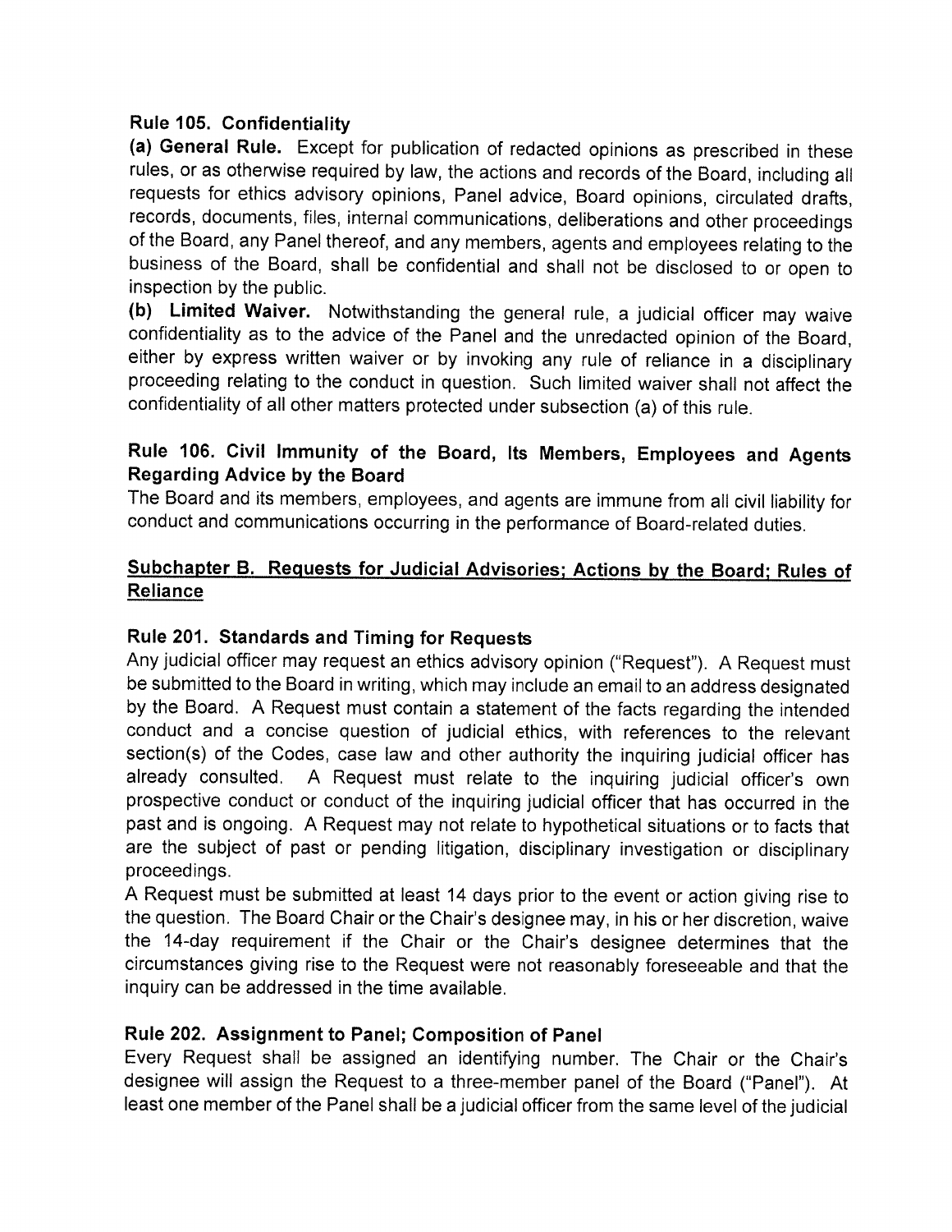### Rule 105. Confidentiality

**(a) General Rule.** Except for publication of redacted opinions as prescribed in these rules, or as otherwise required by law, the actions and records of the Board, including all requests for ethics advisory opinions, Panel advice, Board opinions, circulated drafts, records, documents, files, internal communications, deliberations and other proceedings of the Board, any Panel thereof, and any members, agents and employees relating to the business of the Board, shall be confidential and shall not be disclosed to or open to inspection by the public.

**(b) Limited Waiver.** Notwithstanding the general rule, a judicial officer may waive confidentiality as to the advice of the Panel and the unredacted opinion of the Board, either by express written waiver or by invoking any rule of reliance in a disciplinary proceeding relating to the conduct in question. Such limited waiver shall not affect the confidentiality of all other matters protected under subsection (a) of this rule.

### Rule 106. Civil Immunity of the Board, Its Members, Employees and Agents Regarding Advice by the Board

The Board and its members, employees, and agents are immune from all civil liability for conduct and communications occurring in the performance of Board-related duties.

## Subchapter B. Requests for Judicial Advisories; Actions by the Board; Rules of Reliance

### Rule 201. Standards and Timing for Requests

Any judicial officer may request an ethics advisory opinion ("Request"). A Request must be submitted to the Board in writing, which may include an email to an address designated by the Board. A Request must contain a statement of the facts regarding the intended conduct and a concise question of judicial ethics, with references to the relevant section(s) of the Codes, case law and other authority the inquiring judicial officer has already consulted. A Request must relate to the inquiring judicial officer's own prospective conduct or conduct of the inquiring judicial officer that has occurred in the past and is ongoing. A Request may not relate to hypothetical situations or to facts that are the subject of past or pending litigation, disciplinary investigation or disciplinary proceedings.

A Request must be submitted at least 14 days prior to the event or action giving rise to the question. The Board Chair or the Chair's designee may, in his or her discretion, waive the 14-day requirement if the Chair or the Chair's designee determines that the circumstances giving rise to the Request were not reasonably foreseeable and that the inquiry can be addressed in the time available.

### Rule 202. Assignment to Panel; Composition of Panel

Every Request shall be assigned an identifying number. The Chair or the Chair's designee will assign the Request to a three-member panel of the Board ("Panel"). At least one member of the Panel shall be a judicial officer from the same level of the judicial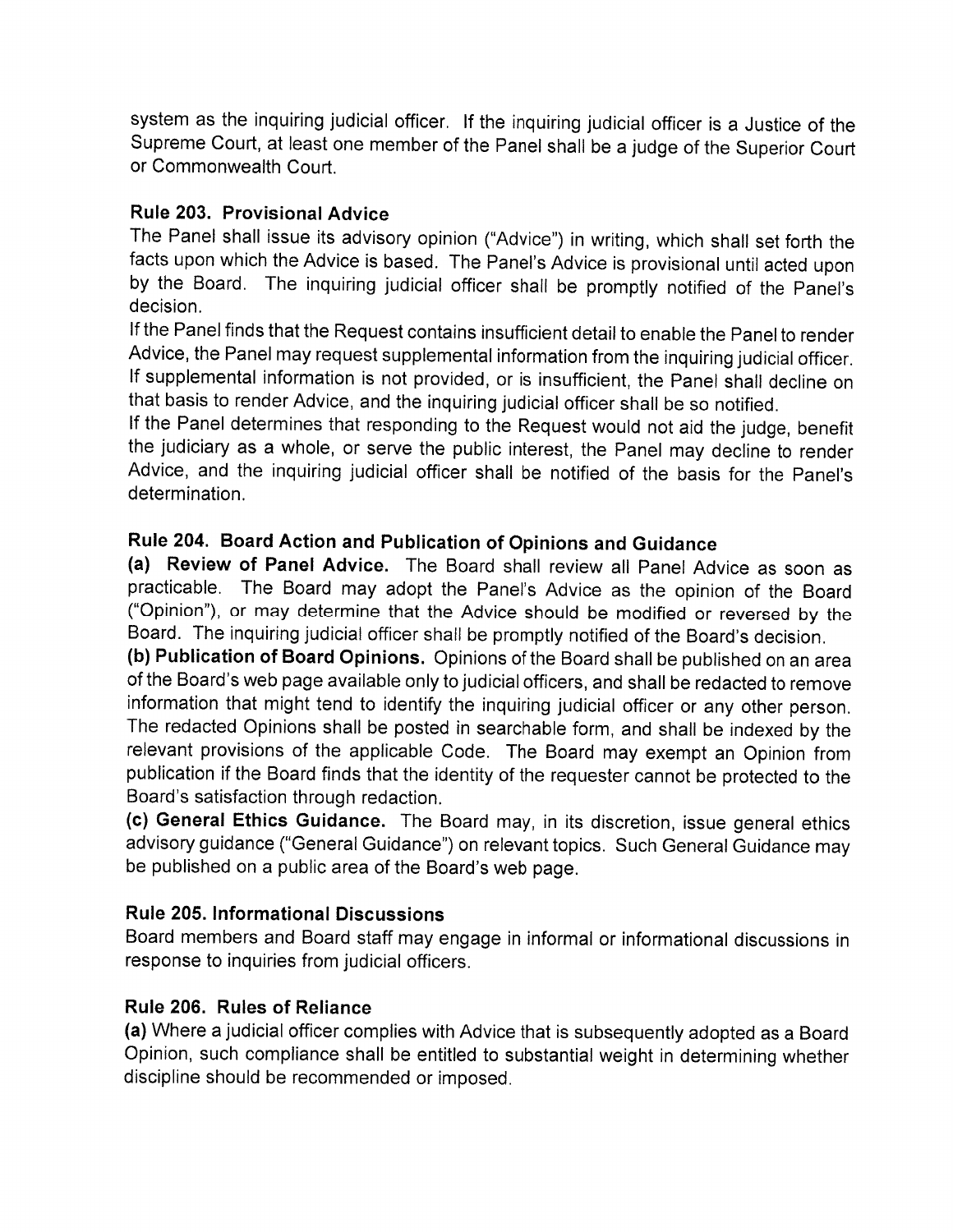system as the inquiring judicial officer. If the inquiring judicial officer is a Justice of the Supreme Court, at least one member of the Panel shall be a judge of the Superior Court or Commonwealth Court.

### Rule 203. Provisional Advice

The Panel shall issue its advisory opinion ("Advice") in writing, which shall set forth the facts upon which the Advice is based. The Panel's Advice is provisional until acted upon by the Board. The inquiring judicial officer shall be promptly notified of the Panel's decision.

If the Panel finds that the Request contains insufficient detail to enable the Panel to render Advice, the Panel may request supplemental information from the inquiring judicial officer. If supplemental information is not provided, or is insufficient, the Panel shall decline on that basis to render Advice, and the inquiring judicial officer shall be so notified.

If the Panel determines that responding to the Request would not aid the judge, benefit the judiciary as a whole, or serve the public interest, the Panel may decline to render Advice, and the inquiring judicial officer shall be notified of the basis for the Panel's determination.

### Rule 204. Board Action and Publication of Opinions and Guidance

**(a) Review of Panel Advice.** The Board shall review all Panel Advice as soon as practicable. The Board may adopt the Panel's Advice as the opinion of the Board ("Opinion"), or may determine that the Advice should be modified or reversed by the Board. The inquiring judicial officer shall be promptly notified of the Board's decision.

**(b) Publication of Board Opinions.** Opinions of the Board shall be published on an area of the Board's web page available only to judicial officers, and shall be redacted to remove information that might tend to identify the inquiring judicial officer or any other person. The redacted Opinions shall be posted in searchable form, and shall be indexed by the relevant provisions of the applicable Code. The Board may exempt an Opinion from publication if the Board finds that the identity of the requester cannot be protected to the Board's satisfaction through redaction.

**(c) General Ethics Guidance.** The Board may, in its discretion, issue general ethics advisory guidance ("General Guidance") on relevant topics. Such General Guidance may be published on a public area of the Board's web page.

### Rule 205. Informational Discussions

Board members and Board staff may engage in informal or informational discussions in response to inquiries from judicial officers.

### Rule 206. Rules of Reliance

**(a)** Where a judicial officer complies with Advice that is subsequently adopted as a Board Opinion, such compliance shall be entitled to substantial weight in determining whether discipline should be recommended or imposed.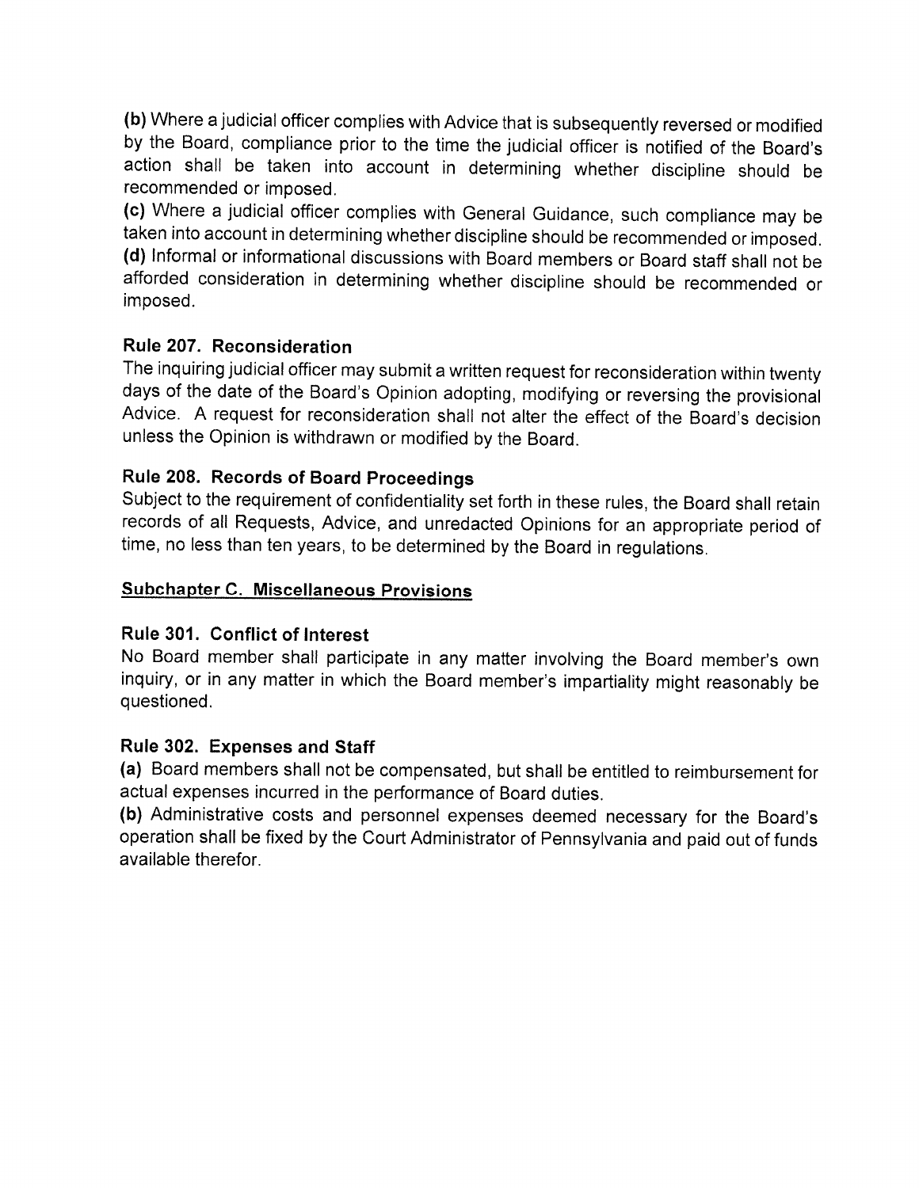**(b)** Where a judicial officer complies with Advice that is subsequently reversed or modified by the Board, compliance prior to the time the judicial officer is notified of the Board's action shall be taken into account in determining whether discipline should be recommended or imposed.

**(c)** Where a judicial officer complies with General Guidance, such compliance may be taken into account in determining whether discipline should be recommended or imposed.

**(d)** Informal or informational discussions with Board members or Board staff shall not be afforded consideration in determining whether discipline should be recommended or imposed.

### Rule 207. Reconsideration

The inquiring judicial officer may submit a written request for reconsideration within twenty days of the date of the Board's Opinion adopting, modifying or reversing the provisional Advice. A request for reconsideration shall not alter the effect of the Board's decision unless the Opinion is withdrawn or modified by the Board.

### Rule 208. Records of Board Proceedings

Subject to the requirement of confidentiality set forth in these rules, the Board shall retain records of all Requests, Advice, and unredacted Opinions for an appropriate period of time, no less than ten years, to be determined by the Board in regulations.

## Subchapter C. Miscellaneous Provisions

### Rule 301. Conflict of Interest

No Board member shall participate in any matter involving the Board member's own inquiry, or in any matter in which the Board member's impartiality might reasonably be questioned.

### Rule 302. Expenses and Staff

**(a)** Board members shall not be compensated, but shall be entitled to reimbursement for actual expenses incurred in the performance of Board duties.

**(b)** Administrative costs and personnel expenses deemed necessary for the Board's operation shall be fixed by the Court Administrator of Pennsylvania and paid out of funds available therefor.